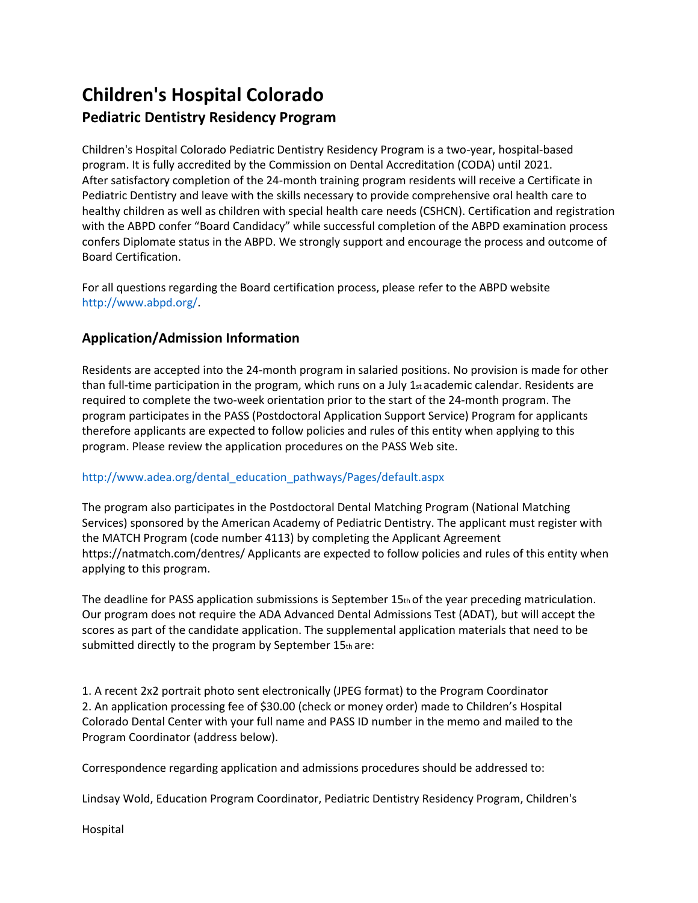# Children's Hospital Colorado

## Pediatric Dentistry Residency Program

Children's Hospital Colorado Pediatric Dentistry Residency Program is a two-year, hospital-based program. It is fully accredited by the Commission on Dental Accreditation (CODA) until 2021. After satisfactory completion of the 24-month training program residents will receive a Certificate in Pediatric Dentistry and leave with the skills necessary to provide comprehensive oral health care to healthy children as well as children with special health care needs (CSHCN). Certification and registration with the ABPD confer "Board Candidacy" while successful completion of the ABPD examination process confers Diplomate status in the ABPD. We strongly support and encourage the process and outcome of Board Certification.

For all questions regarding the Board certification process, please refer to the ABPD website http://www.abpd.org/.

## Application/Admission Information

Residents are accepted into the 24-month program in salaried positions. No provision is made for other than full-time participation in the program, which runs on a July 1st academic calendar. Residents are required to complete the two-week orientation prior to the start of the 24-month program. The program participates in the PASS (Postdoctoral Application Support Service) Program for applicants therefore applicants are expected to follow policies and rules of this entity when applying to this program. Please review the application procedures on the PASS Web site.

http://www.adea.org/dental_education_pathways/Pages/default.aspx

The program also participates in the Postdoctoral Dental Matching Program (National Matching Services) sponsored by the American Academy of Pediatric Dentistry. The applicant must register with the MATCH Program (code number 4113) by completing the Applicant Agreement https://natmatch.com/dentres/ Applicants are expected to follow policies and rules of this entity when applying to this program.

The deadline for PASS application submissions is September 15th of the year preceding matriculation. Our program does not require the ADA Advanced Dental Admissions Test (ADAT), but will accept the scores as part of the candidate application. The supplemental application materials that need to be submitted directly to the program by September 15th are:

1. A recent 2x2 portrait photo sent electronically (JPEG format) to the Program Coordinator
2. An application processing fee of $30.00 (check or money order) made to Children's Hospital Colorado Dental Center with your full name and PASS ID number in the memo and mailed to the Program Coordinator (address below).

Correspondence regarding application and admissions procedures should be addressed to:

Lindsay Wold, Education Program Coordinator, Pediatric Dentistry Residency Program, Children's

Hospital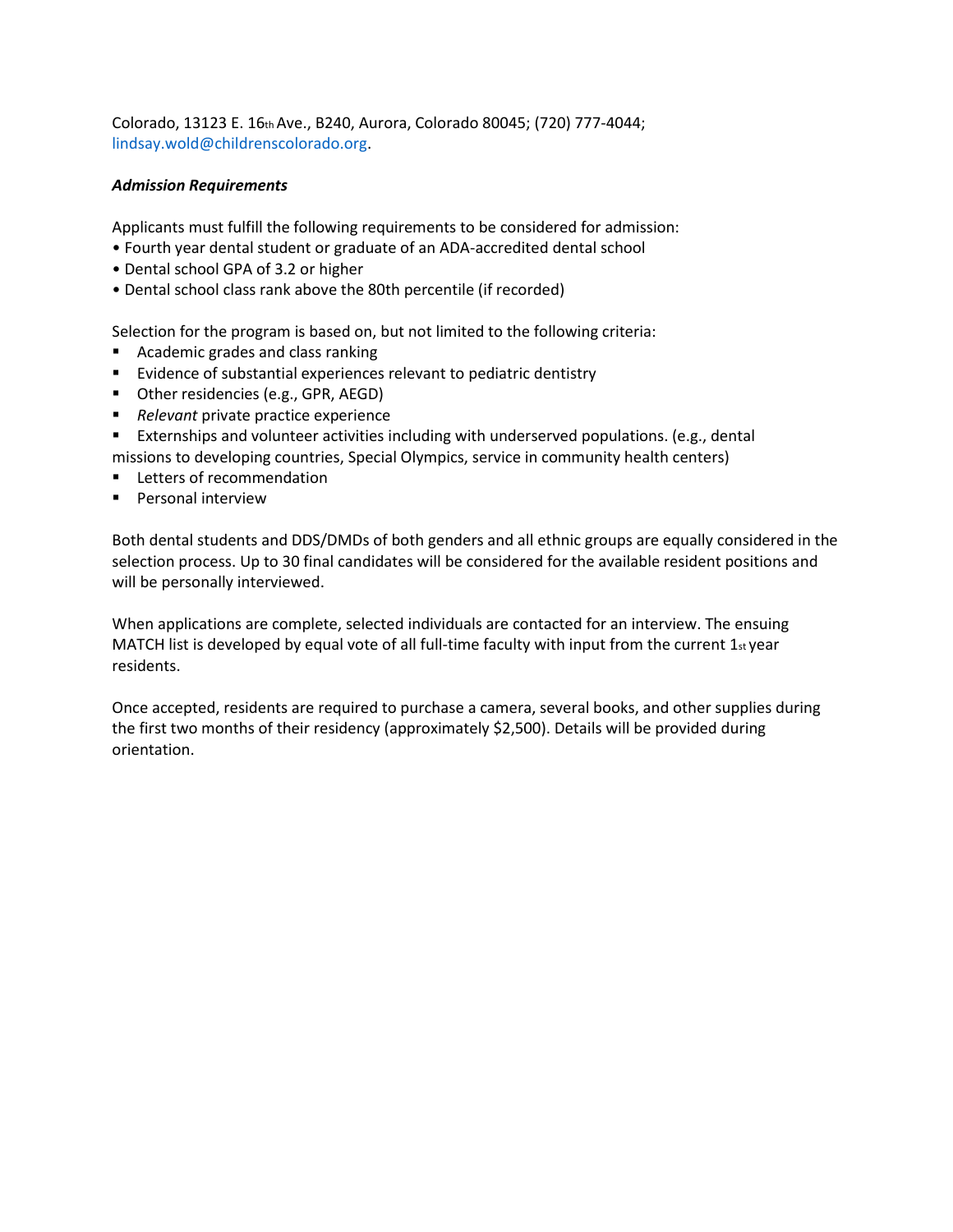Colorado, 13123 E. 16th Ave., B240, Aurora, Colorado 80045; (720) 777-4044; lindsay.wold@childrenscolorado.org.

***Admission Requirements***

Applicants must fulfill the following requirements to be considered for admission:

- Fourth year dental student or graduate of an ADA-accredited dental school
- Dental school GPA of 3.2 or higher
- Dental school class rank above the 80th percentile (if recorded)

Selection for the program is based on, but not limited to the following criteria:

- Academic grades and class ranking
- Evidence of substantial experiences relevant to pediatric dentistry
- Other residencies (e.g., GPR, AEGD)
- *Relevant* private practice experience
- Externships and volunteer activities including with underserved populations. (e.g., dental missions to developing countries, Special Olympics, service in community health centers)
- Letters of recommendation
- Personal interview

Both dental students and DDS/DMDs of both genders and all ethnic groups are equally considered in the selection process. Up to 30 final candidates will be considered for the available resident positions and will be personally interviewed.

When applications are complete, selected individuals are contacted for an interview. The ensuing MATCH list is developed by equal vote of all full-time faculty with input from the current 1st year residents.

Once accepted, residents are required to purchase a camera, several books, and other supplies during the first two months of their residency (approximately $2,500). Details will be provided during orientation.